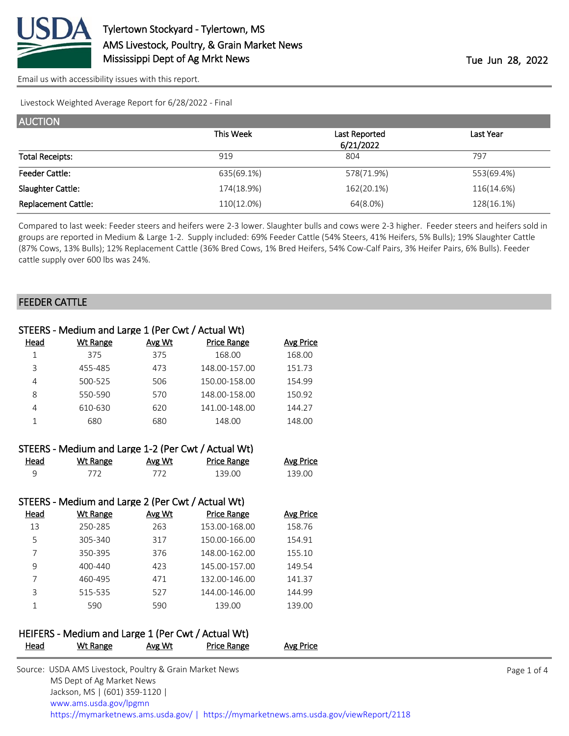# Tylertown Stockyard - Tylertown, MS
## AMS Livestock, Poultry, & Grain Market News
## Mississippi Dept of Ag Mrkt News

Tue Jun 28, 2022

Email us with accessibility issues with this report.

Livestock Weighted Average Report for 6/28/2022 - Final

## AUCTION

| | This Week | Last Reported 6/21/2022 | Last Year |
|---|---|---|---|
| Total Receipts: | 919 | 804 | 797 |
| Feeder Cattle: | 635(69.1%) | 578(71.9%) | 553(69.4%) |
| Slaughter Cattle: | 174(18.9%) | 162(20.1%) | 116(14.6%) |
| Replacement Cattle: | 110(12.0%) | 64(8.0%) | 128(16.1%) |

Compared to last week: Feeder steers and heifers were 2-3 lower. Slaughter bulls and cows were 2-3 higher. Feeder steers and heifers sold in groups are reported in Medium & Large 1-2. Supply included: 69% Feeder Cattle (54% Steers, 41% Heifers, 5% Bulls); 19% Slaughter Cattle (87% Cows, 13% Bulls); 12% Replacement Cattle (36% Bred Cows, 1% Bred Heifers, 54% Cow-Calf Pairs, 3% Heifer Pairs, 6% Bulls). Feeder cattle supply over 600 lbs was 24%.

## FEEDER CATTLE

### STEERS - Medium and Large 1 (Per Cwt / Actual Wt)

| Head | Wt Range | Avg Wt | Price Range | Avg Price |
|---|---|---|---|---|
| 1 | 375 | 375 | 168.00 | 168.00 |
| 3 | 455-485 | 473 | 148.00-157.00 | 151.73 |
| 4 | 500-525 | 506 | 150.00-158.00 | 154.99 |
| 8 | 550-590 | 570 | 148.00-158.00 | 150.92 |
| 4 | 610-630 | 620 | 141.00-148.00 | 144.27 |
| 1 | 680 | 680 | 148.00 | 148.00 |

### STEERS - Medium and Large 1-2 (Per Cwt / Actual Wt)

| Head | Wt Range | Avg Wt | Price Range | Avg Price |
|---|---|---|---|---|
| 9 | 772 | 772 | 139.00 | 139.00 |

### STEERS - Medium and Large 2 (Per Cwt / Actual Wt)

| Head | Wt Range | Avg Wt | Price Range | Avg Price |
|---|---|---|---|---|
| 13 | 250-285 | 263 | 153.00-168.00 | 158.76 |
| 5 | 305-340 | 317 | 150.00-166.00 | 154.91 |
| 7 | 350-395 | 376 | 148.00-162.00 | 155.10 |
| 9 | 400-440 | 423 | 145.00-157.00 | 149.54 |
| 7 | 460-495 | 471 | 132.00-146.00 | 141.37 |
| 3 | 515-535 | 527 | 144.00-146.00 | 144.99 |
| 1 | 590 | 590 | 139.00 | 139.00 |

### HEIFERS - Medium and Large 1 (Per Cwt / Actual Wt)

| Head | Wt Range | Avg Wt | Price Range | Avg Price |
|---|---|---|---|---|

Source: USDA AMS Livestock, Poultry & Grain Market News
MS Dept of Ag Market News
Jackson, MS | (601) 359-1120 |
www.ams.usda.gov/lpgmn
https://mymarketnews.ams.usda.gov/ | https://mymarketnews.ams.usda.gov/viewReport/2118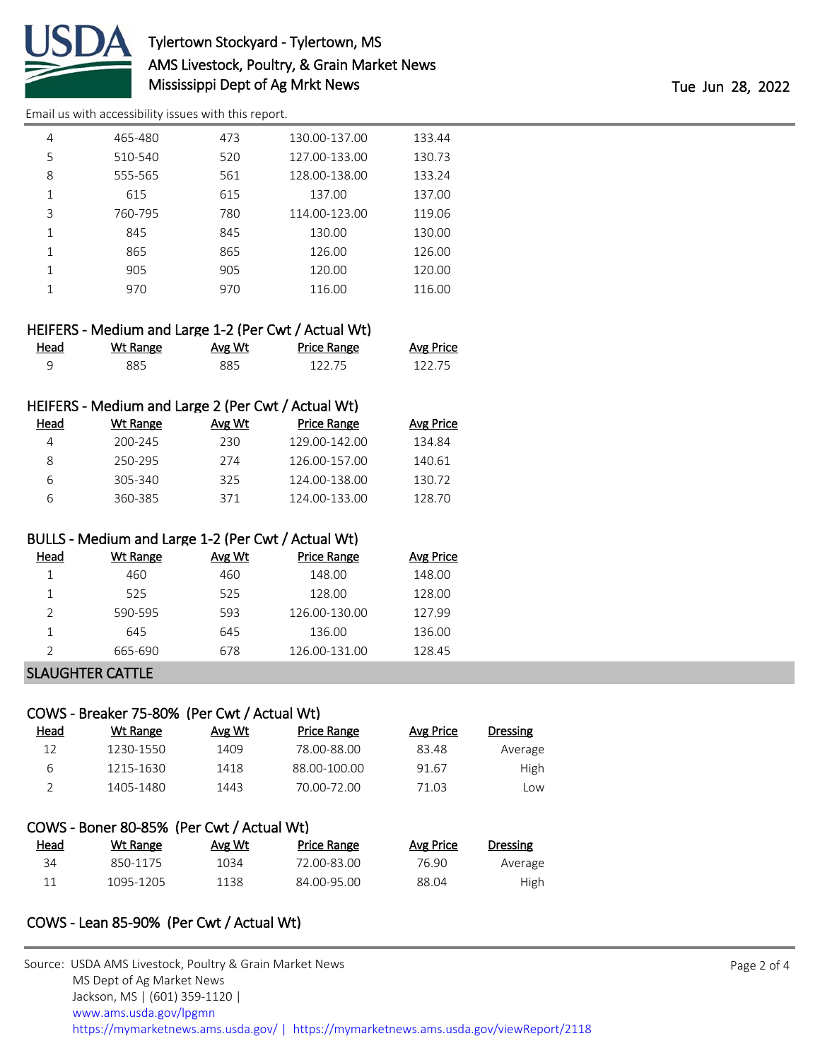| Head | Wt Range | Avg Wt | Price Range | Avg Price |
|---|---|---|---|---|
| 4 | 465-480 | 473 | 130.00-137.00 | 133.44 |
| 5 | 510-540 | 520 | 127.00-133.00 | 130.73 |
| 8 | 555-565 | 561 | 128.00-138.00 | 133.24 |
| 1 | 615 | 615 | 137.00 | 137.00 |
| 3 | 760-795 | 780 | 114.00-123.00 | 119.06 |
| 1 | 845 | 845 | 130.00 | 130.00 |
| 1 | 865 | 865 | 126.00 | 126.00 |
| 1 | 905 | 905 | 120.00 | 120.00 |
| 1 | 970 | 970 | 116.00 | 116.00 |

### HEIFERS - Medium and Large 1-2 (Per Cwt / Actual Wt)

| Head | Wt Range | Avg Wt | Price Range | Avg Price |
|---|---|---|---|---|
| 9 | 885 | 885 | 122.75 | 122.75 |

### HEIFERS - Medium and Large 2 (Per Cwt / Actual Wt)

| Head | Wt Range | Avg Wt | Price Range | Avg Price |
|---|---|---|---|---|
| 4 | 200-245 | 230 | 129.00-142.00 | 134.84 |
| 8 | 250-295 | 274 | 126.00-157.00 | 140.61 |
| 6 | 305-340 | 325 | 124.00-138.00 | 130.72 |
| 6 | 360-385 | 371 | 124.00-133.00 | 128.70 |

### BULLS - Medium and Large 1-2 (Per Cwt / Actual Wt)

| Head | Wt Range | Avg Wt | Price Range | Avg Price |
|---|---|---|---|---|
| 1 | 460 | 460 | 148.00 | 148.00 |
| 1 | 525 | 525 | 128.00 | 128.00 |
| 2 | 590-595 | 593 | 126.00-130.00 | 127.99 |
| 1 | 645 | 645 | 136.00 | 136.00 |
| 2 | 665-690 | 678 | 126.00-131.00 | 128.45 |

## SLAUGHTER CATTLE

### COWS - Breaker 75-80% (Per Cwt / Actual Wt)

| Head | Wt Range | Avg Wt | Price Range | Avg Price | Dressing |
|---|---|---|---|---|---|
| 12 | 1230-1550 | 1409 | 78.00-88.00 | 83.48 | Average |
| 6 | 1215-1630 | 1418 | 88.00-100.00 | 91.67 | High |
| 2 | 1405-1480 | 1443 | 70.00-72.00 | 71.03 | Low |

### COWS - Boner 80-85% (Per Cwt / Actual Wt)

| Head | Wt Range | Avg Wt | Price Range | Avg Price | Dressing |
|---|---|---|---|---|---|
| 34 | 850-1175 | 1034 | 72.00-83.00 | 76.90 | Average |
| 11 | 1095-1205 | 1138 | 84.00-95.00 | 88.04 | High |

### COWS - Lean 85-90% (Per Cwt / Actual Wt)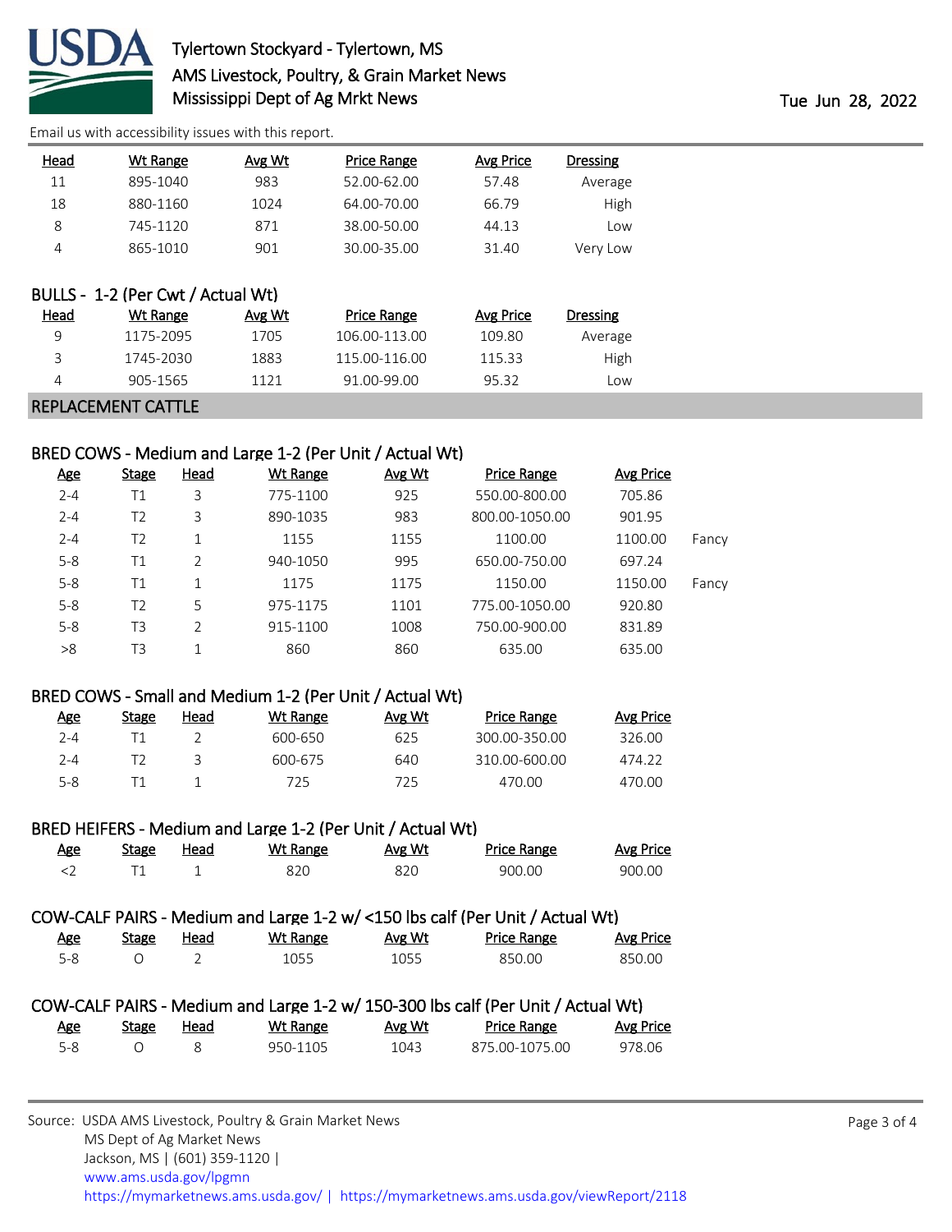Email us with accessibility issues with this report.

| Head | Wt Range | Avg Wt | Price Range | Avg Price | Dressing |
|---|---|---|---|---|---|
| 11 | 895-1040 | 983 | 52.00-62.00 | 57.48 | Average |
| 18 | 880-1160 | 1024 | 64.00-70.00 | 66.79 | High |
| 8 | 745-1120 | 871 | 38.00-50.00 | 44.13 | Low |
| 4 | 865-1010 | 901 | 30.00-35.00 | 31.40 | Very Low |

### BULLS - 1-2 (Per Cwt / Actual Wt)

| Head | Wt Range | Avg Wt | Price Range | Avg Price | Dressing |
|---|---|---|---|---|---|
| 9 | 1175-2095 | 1705 | 106.00-113.00 | 109.80 | Average |
| 3 | 1745-2030 | 1883 | 115.00-116.00 | 115.33 | High |
| 4 | 905-1565 | 1121 | 91.00-99.00 | 95.32 | Low |

## REPLACEMENT CATTLE

### BRED COWS - Medium and Large 1-2 (Per Unit / Actual Wt)

| Age | Stage | Head | Wt Range | Avg Wt | Price Range | Avg Price | |
|---|---|---|---|---|---|---|---|
| 2-4 | T1 | 3 | 775-1100 | 925 | 550.00-800.00 | 705.86 | |
| 2-4 | T2 | 3 | 890-1035 | 983 | 800.00-1050.00 | 901.95 | |
| 2-4 | T2 | 1 | 1155 | 1155 | 1100.00 | 1100.00 | Fancy |
| 5-8 | T1 | 2 | 940-1050 | 995 | 650.00-750.00 | 697.24 | |
| 5-8 | T1 | 1 | 1175 | 1175 | 1150.00 | 1150.00 | Fancy |
| 5-8 | T2 | 5 | 975-1175 | 1101 | 775.00-1050.00 | 920.80 | |
| 5-8 | T3 | 2 | 915-1100 | 1008 | 750.00-900.00 | 831.89 | |
| >8 | T3 | 1 | 860 | 860 | 635.00 | 635.00 | |

### BRED COWS - Small and Medium 1-2 (Per Unit / Actual Wt)

| Age | Stage | Head | Wt Range | Avg Wt | Price Range | Avg Price |
|---|---|---|---|---|---|---|
| 2-4 | T1 | 2 | 600-650 | 625 | 300.00-350.00 | 326.00 |
| 2-4 | T2 | 3 | 600-675 | 640 | 310.00-600.00 | 474.22 |
| 5-8 | T1 | 1 | 725 | 725 | 470.00 | 470.00 |

### BRED HEIFERS - Medium and Large 1-2 (Per Unit / Actual Wt)

| Age | Stage | Head | Wt Range | Avg Wt | Price Range | Avg Price |
|---|---|---|---|---|---|---|
| <2 | T1 | 1 | 820 | 820 | 900.00 | 900.00 |

### COW-CALF PAIRS - Medium and Large 1-2 w/ <150 lbs calf (Per Unit / Actual Wt)

| Age | Stage | Head | Wt Range | Avg Wt | Price Range | Avg Price |
|---|---|---|---|---|---|---|
| 5-8 | O | 2 | 1055 | 1055 | 850.00 | 850.00 |

### COW-CALF PAIRS - Medium and Large 1-2 w/ 150-300 lbs calf (Per Unit / Actual Wt)

| Age | Stage | Head | Wt Range | Avg Wt | Price Range | Avg Price |
|---|---|---|---|---|---|---|
| 5-8 | O | 8 | 950-1105 | 1043 | 875.00-1075.00 | 978.06 |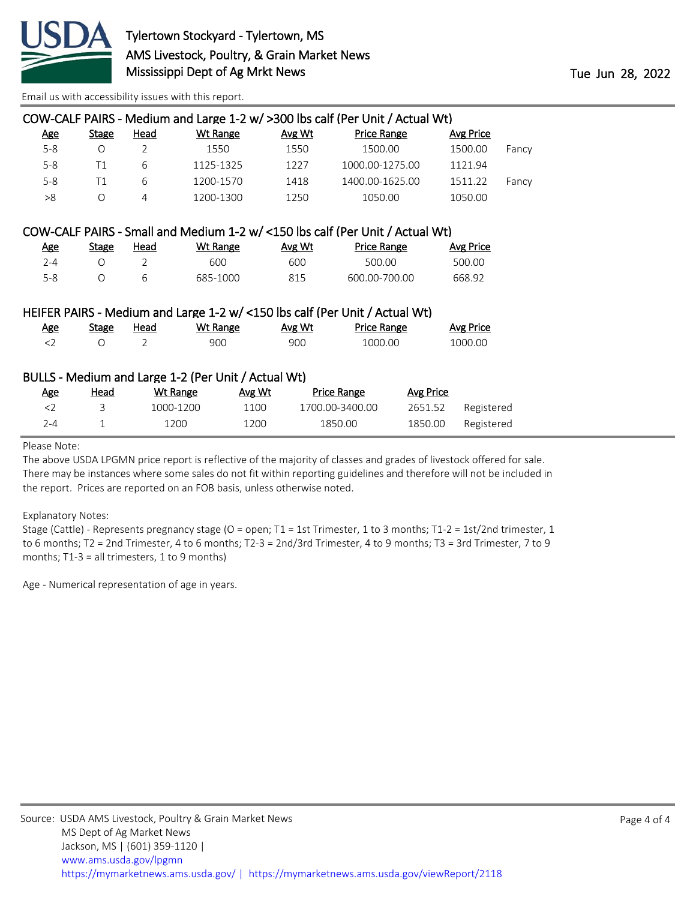Tylertown Stockyard - Tylertown, MS
AMS Livestock, Poultry, & Grain Market News
Mississippi Dept of Ag Mrkt News

Tue Jun 28, 2022

Email us with accessibility issues with this report.

## COW-CALF PAIRS - Medium and Large 1-2 w/ >300 lbs calf (Per Unit / Actual Wt)

| Age | Stage | Head | Wt Range | Avg Wt | Price Range | Avg Price | |
|---|---|---|---|---|---|---|---|
| 5-8 | O | 2 | 1550 | 1550 | 1500.00 | 1500.00 | Fancy |
| 5-8 | T1 | 6 | 1125-1325 | 1227 | 1000.00-1275.00 | 1121.94 | |
| 5-8 | T1 | 6 | 1200-1570 | 1418 | 1400.00-1625.00 | 1511.22 | Fancy |
| >8 | O | 4 | 1200-1300 | 1250 | 1050.00 | 1050.00 | |

## COW-CALF PAIRS - Small and Medium 1-2 w/ <150 lbs calf (Per Unit / Actual Wt)

| Age | Stage | Head | Wt Range | Avg Wt | Price Range | Avg Price |
|---|---|---|---|---|---|---|
| 2-4 | O | 2 | 600 | 600 | 500.00 | 500.00 |
| 5-8 | O | 6 | 685-1000 | 815 | 600.00-700.00 | 668.92 |

## HEIFER PAIRS - Medium and Large 1-2 w/ <150 lbs calf (Per Unit / Actual Wt)

| Age | Stage | Head | Wt Range | Avg Wt | Price Range | Avg Price |
|---|---|---|---|---|---|---|
| <2 | O | 2 | 900 | 900 | 1000.00 | 1000.00 |

## BULLS - Medium and Large 1-2 (Per Unit / Actual Wt)

| Age | Head | Wt Range | Avg Wt | Price Range | Avg Price | |
|---|---|---|---|---|---|---|
| <2 | 3 | 1000-1200 | 1100 | 1700.00-3400.00 | 2651.52 | Registered |
| 2-4 | 1 | 1200 | 1200 | 1850.00 | 1850.00 | Registered |

Please Note:
The above USDA LPGMN price report is reflective of the majority of classes and grades of livestock offered for sale. There may be instances where some sales do not fit within reporting guidelines and therefore will not be included in the report. Prices are reported on an FOB basis, unless otherwise noted.

Explanatory Notes:
Stage (Cattle) - Represents pregnancy stage (O = open; T1 = 1st Trimester, 1 to 3 months; T1-2 = 1st/2nd trimester, 1 to 6 months; T2 = 2nd Trimester, 4 to 6 months; T2-3 = 2nd/3rd Trimester, 4 to 9 months; T3 = 3rd Trimester, 7 to 9 months; T1-3 = all trimesters, 1 to 9 months)

Age - Numerical representation of age in years.

Source: USDA AMS Livestock, Poultry & Grain Market News
MS Dept of Ag Market News
Jackson, MS | (601) 359-1120 |
www.ams.usda.gov/lpgmn
https://mymarketnews.ams.usda.gov/ | https://mymarketnews.ams.usda.gov/viewReport/2118